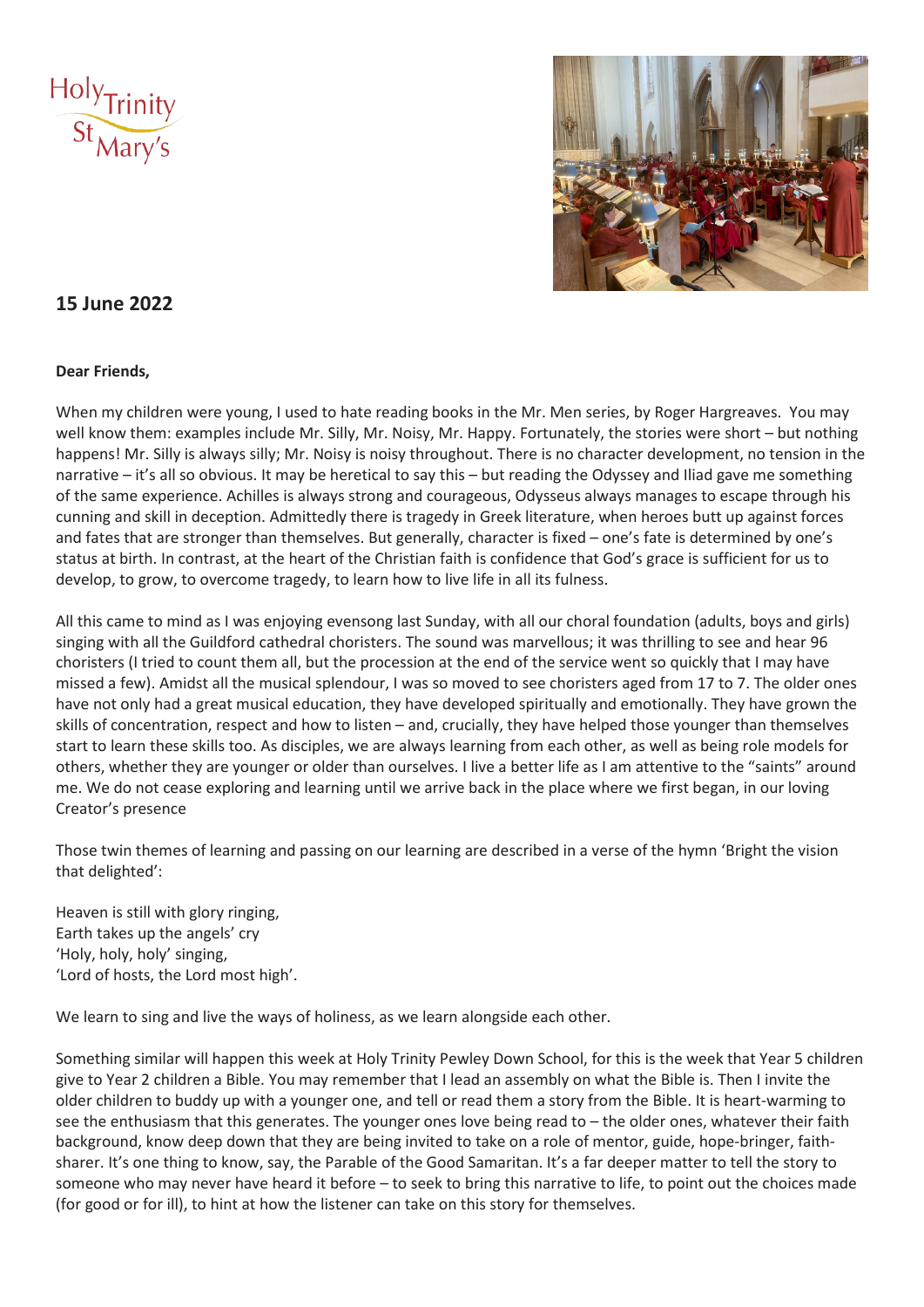Holy Trinity St Mary's

## 15 June 2022

**Dear Friends,**

When my children were young, I used to hate reading books in the Mr. Men series, by Roger Hargreaves. You may well know them: examples include Mr. Silly, Mr. Noisy, Mr. Happy. Fortunately, the stories were short – but nothing happens! Mr. Silly is always silly; Mr. Noisy is noisy throughout. There is no character development, no tension in the narrative – it's all so obvious. It may be heretical to say this – but reading the Odyssey and Iliad gave me something of the same experience. Achilles is always strong and courageous, Odysseus always manages to escape through his cunning and skill in deception. Admittedly there is tragedy in Greek literature, when heroes butt up against forces and fates that are stronger than themselves. But generally, character is fixed – one's fate is determined by one's status at birth. In contrast, at the heart of the Christian faith is confidence that God's grace is sufficient for us to develop, to grow, to overcome tragedy, to learn how to live life in all its fulness.

All this came to mind as I was enjoying evensong last Sunday, with all our choral foundation (adults, boys and girls) singing with all the Guildford cathedral choristers. The sound was marvellous; it was thrilling to see and hear 96 choristers (I tried to count them all, but the procession at the end of the service went so quickly that I may have missed a few). Amidst all the musical splendour, I was so moved to see choristers aged from 17 to 7. The older ones have not only had a great musical education, they have developed spiritually and emotionally. They have grown the skills of concentration, respect and how to listen – and, crucially, they have helped those younger than themselves start to learn these skills too. As disciples, we are always learning from each other, as well as being role models for others, whether they are younger or older than ourselves. I live a better life as I am attentive to the "saints" around me. We do not cease exploring and learning until we arrive back in the place where we first began, in our loving Creator's presence

Those twin themes of learning and passing on our learning are described in a verse of the hymn 'Bright the vision that delighted':

Heaven is still with glory ringing,  
Earth takes up the angels' cry  
'Holy, holy, holy' singing,  
'Lord of hosts, the Lord most high'.

We learn to sing and live the ways of holiness, as we learn alongside each other.

Something similar will happen this week at Holy Trinity Pewley Down School, for this is the week that Year 5 children give to Year 2 children a Bible. You may remember that I lead an assembly on what the Bible is. Then I invite the older children to buddy up with a younger one, and tell or read them a story from the Bible. It is heart-warming to see the enthusiasm that this generates. The younger ones love being read to – the older ones, whatever their faith background, know deep down that they are being invited to take on a role of mentor, guide, hope-bringer, faith-sharer. It's one thing to know, say, the Parable of the Good Samaritan. It's a far deeper matter to tell the story to someone who may never have heard it before – to seek to bring this narrative to life, to point out the choices made (for good or for ill), to hint at how the listener can take on this story for themselves.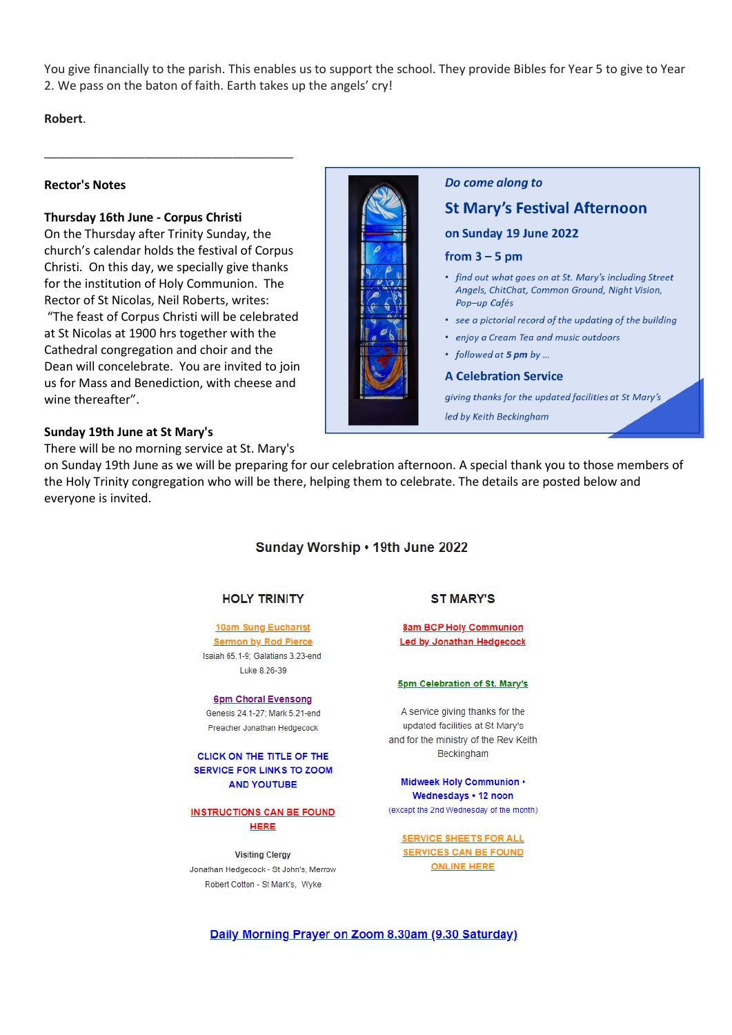You give financially to the parish. This enables us to support the school. They provide Bibles for Year 5 to give to Year 2. We pass on the baton of faith. Earth takes up the angels' cry!

**Robert**.

---

**Rector's Notes**

**Thursday 16th June - Corpus Christi**

On the Thursday after Trinity Sunday, the church's calendar holds the festival of Corpus Christi. On this day, we specially give thanks for the institution of Holy Communion. The Rector of St Nicolas, Neil Roberts, writes: "The feast of Corpus Christi will be celebrated at St Nicolas at 1900 hrs together with the Cathedral congregation and choir and the Dean will concelebrate. You are invited to join us for Mass and Benediction, with cheese and wine thereafter".

*Do come along to*

## St Mary's Festival Afternoon

**on Sunday 19 June 2022**

**from 3 – 5 pm**

- *find out what goes on at St. Mary's including Street Angels, ChitChat, Common Ground, Night Vision, Pop–up Cafés*
- *see a pictorial record of the updating of the building*
- *enjoy a Cream Tea and music outdoors*
- *followed at **5 pm** by ...*

**A Celebration Service**

*giving thanks for the updated facilities at St Mary's*

*led by Keith Beckingham*

**Sunday 19th June at St Mary's**

There will be no morning service at St. Mary's on Sunday 19th June as we will be preparing for our celebration afternoon. A special thank you to those members of the Holy Trinity congregation who will be there, helping them to celebrate. The details are posted below and everyone is invited.

## Sunday Worship • 19th June 2022

### HOLY TRINITY

**10am Sung Eucharist**
**Sermon by Rod Pierce**
Isaiah 65.1-9; Galatians 3.23-end
Luke 8.26-39

**6pm Choral Evensong**
Genesis 24.1-27; Mark 5.21-end
Preacher Jonathan Hedgecock

**CLICK ON THE TITLE OF THE SERVICE FOR LINKS TO ZOOM AND YOUTUBE**

**INSTRUCTIONS CAN BE FOUND HERE**

**Visiting Clergy**
Jonathan Hedgecock - St John's, Merrow
Robert Cotton - St Mark's, Wyke

### ST MARY'S

**8am BCP Holy Communion**
**Led by Jonathan Hedgecock**

**5pm Celebration of St. Mary's**

A service giving thanks for the updated facilities at St Mary's and for the ministry of the Rev Keith Beckingham

**Midweek Holy Communion • Wednesdays • 12 noon**
(except the 2nd Wednesday of the month)

**SERVICE SHEETS FOR ALL SERVICES CAN BE FOUND ONLINE HERE**

**Daily Morning Prayer on Zoom 8.30am (9.30 Saturday)**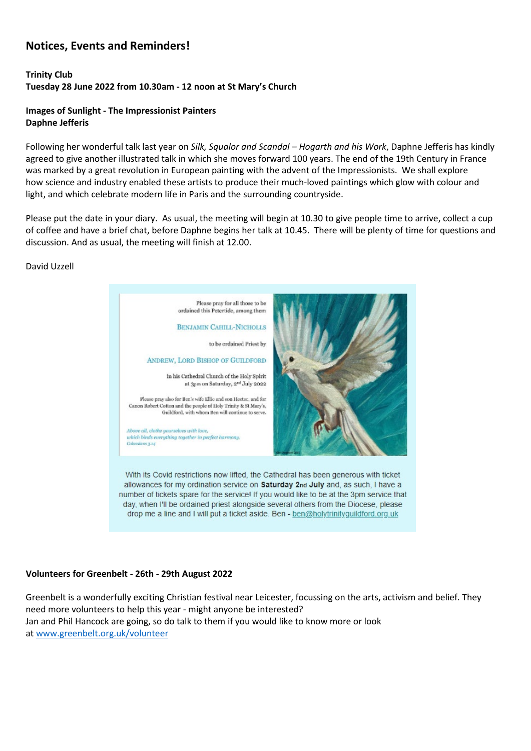# Notices, Events and Reminders!

**Trinity Club**
**Tuesday 28 June 2022 from 10.30am - 12 noon at St Mary's Church**

**Images of Sunlight - The Impressionist Painters**
**Daphne Jefferis**

Following her wonderful talk last year on *Silk, Squalor and Scandal – Hogarth and his Work*, Daphne Jefferis has kindly agreed to give another illustrated talk in which she moves forward 100 years. The end of the 19th Century in France was marked by a great revolution in European painting with the advent of the Impressionists. We shall explore how science and industry enabled these artists to produce their much-loved paintings which glow with colour and light, and which celebrate modern life in Paris and the surrounding countryside.

Please put the date in your diary. As usual, the meeting will begin at 10.30 to give people time to arrive, collect a cup of coffee and have a brief chat, before Daphne begins her talk at 10.45. There will be plenty of time for questions and discussion. And as usual, the meeting will finish at 12.00.

David Uzzell

Please pray for all those to be ordained this Petertide, among them

BENJAMIN CAHILL-NICHOLLS

to be ordained Priest by

ANDREW, LORD BISHOP OF GUILDFORD

in his Cathedral Church of the Holy Spirit at 3pm on Saturday, 2nd July 2022

Please pray also for Ben's wife Ellie and son Hector, and for Canon Robert Cotton and the people of Holy Trinity & St Mary's, Guildford, with whom Ben will continue to serve.

*Above all, clothe yourselves with love, which binds everything together in perfect harmony.*
*Colossians 3.14*

With its Covid restrictions now lifted, the Cathedral has been generous with ticket allowances for my ordination service on **Saturday 2nd July** and, as such, I have a number of tickets spare for the service! If you would like to be at the 3pm service that day, when I'll be ordained priest alongside several others from the Diocese, please drop me a line and I will put a ticket aside. Ben - ben@holytrinityguildford.org.uk

**Volunteers for Greenbelt - 26th - 29th August 2022**

Greenbelt is a wonderfully exciting Christian festival near Leicester, focussing on the arts, activism and belief. They need more volunteers to help this year - might anyone be interested?
Jan and Phil Hancock are going, so do talk to them if you would like to know more or look at www.greenbelt.org.uk/volunteer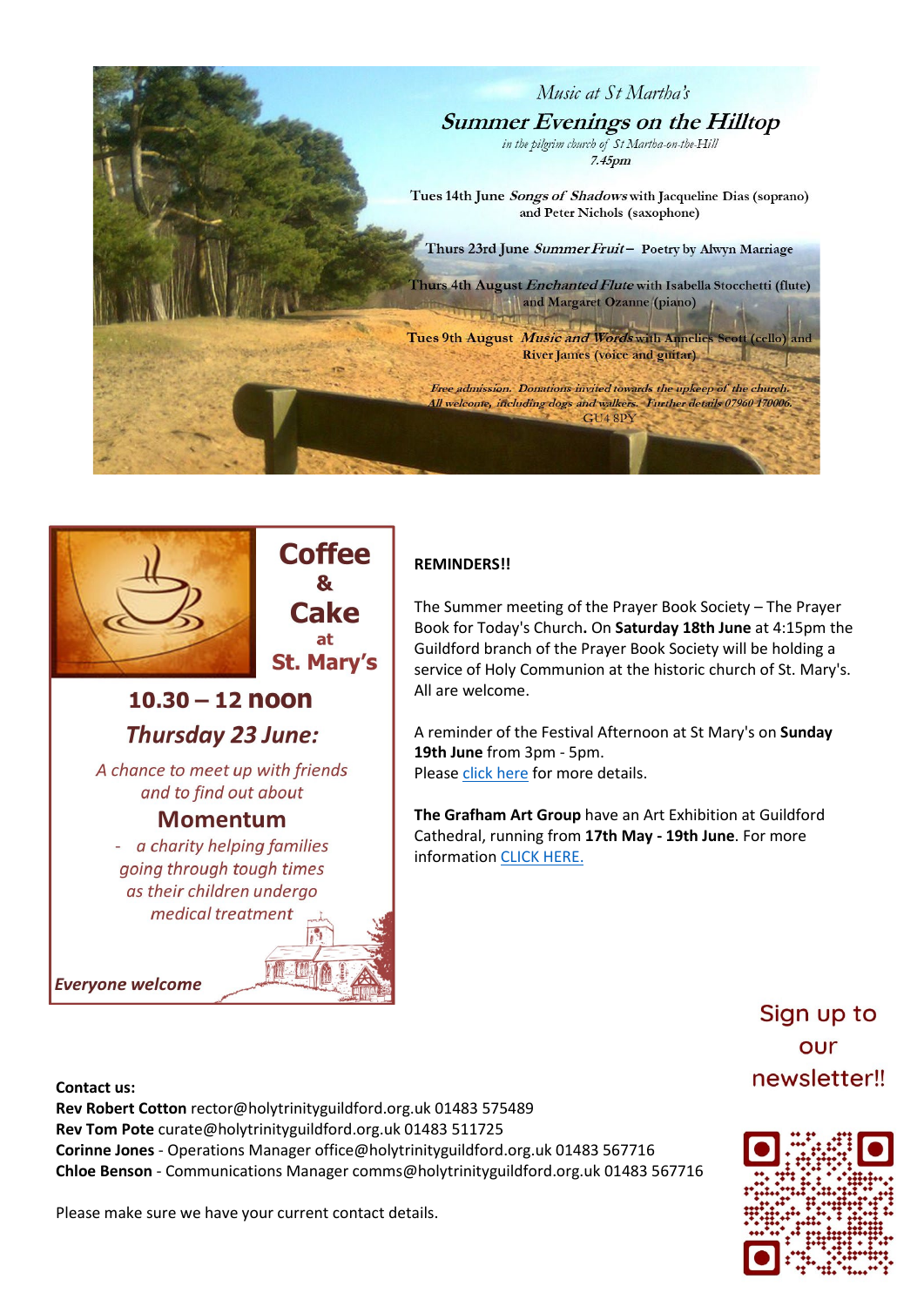*Music at St Martha's*

## *Summer Evenings on the Hilltop*

*in the pilgrim church of St Martha-on-the-Hill*

*7.45pm*

Tues 14th June *Songs of Shadows* with Jacqueline Dias (soprano) and Peter Nichols (saxophone)

Thurs 23rd June *Summer Fruit* – Poetry by Alwyn Marriage

Thurs 4th August *Enchanted Flute* with Isabella Stocchetti (flute) and Margaret Ozanne (piano)

Tues 9th August *Music and Words* with Annelies Scott (cello) and River James (voice and guitar)

*Free admission. Donations invited towards the upkeep of the church. All welcome, including dogs and walkers. Further details 07960 170006.*

GU4 8PY

## Coffee & Cake at St. Mary's

### 10.30 – 12 noon

### *Thursday 23 June:*

*A chance to meet up with friends and to find out about*

**Momentum**

*- a charity helping families going through tough times as their children undergo medical treatment*

*Everyone welcome*

**REMINDERS!!**

The Summer meeting of the Prayer Book Society – The Prayer Book for Today's Church**.** On **Saturday 18th June** at 4:15pm the Guildford branch of the Prayer Book Society will be holding a service of Holy Communion at the historic church of St. Mary's. All are welcome.

A reminder of the Festival Afternoon at St Mary's on **Sunday 19th June** from 3pm - 5pm.
Please click here for more details.

**The Grafham Art Group** have an Art Exhibition at Guildford Cathedral, running from **17th May - 19th June**. For more information CLICK HERE.

Sign up to our newsletter!!

**Contact us:**
**Rev Robert Cotton** rector@holytrinityguildford.org.uk 01483 575489
**Rev Tom Pote** curate@holytrinityguildford.org.uk 01483 511725
**Corinne Jones** - Operations Manager office@holytrinityguildford.org.uk 01483 567716
**Chloe Benson** - Communications Manager comms@holytrinityguildford.org.uk 01483 567716

Please make sure we have your current contact details.